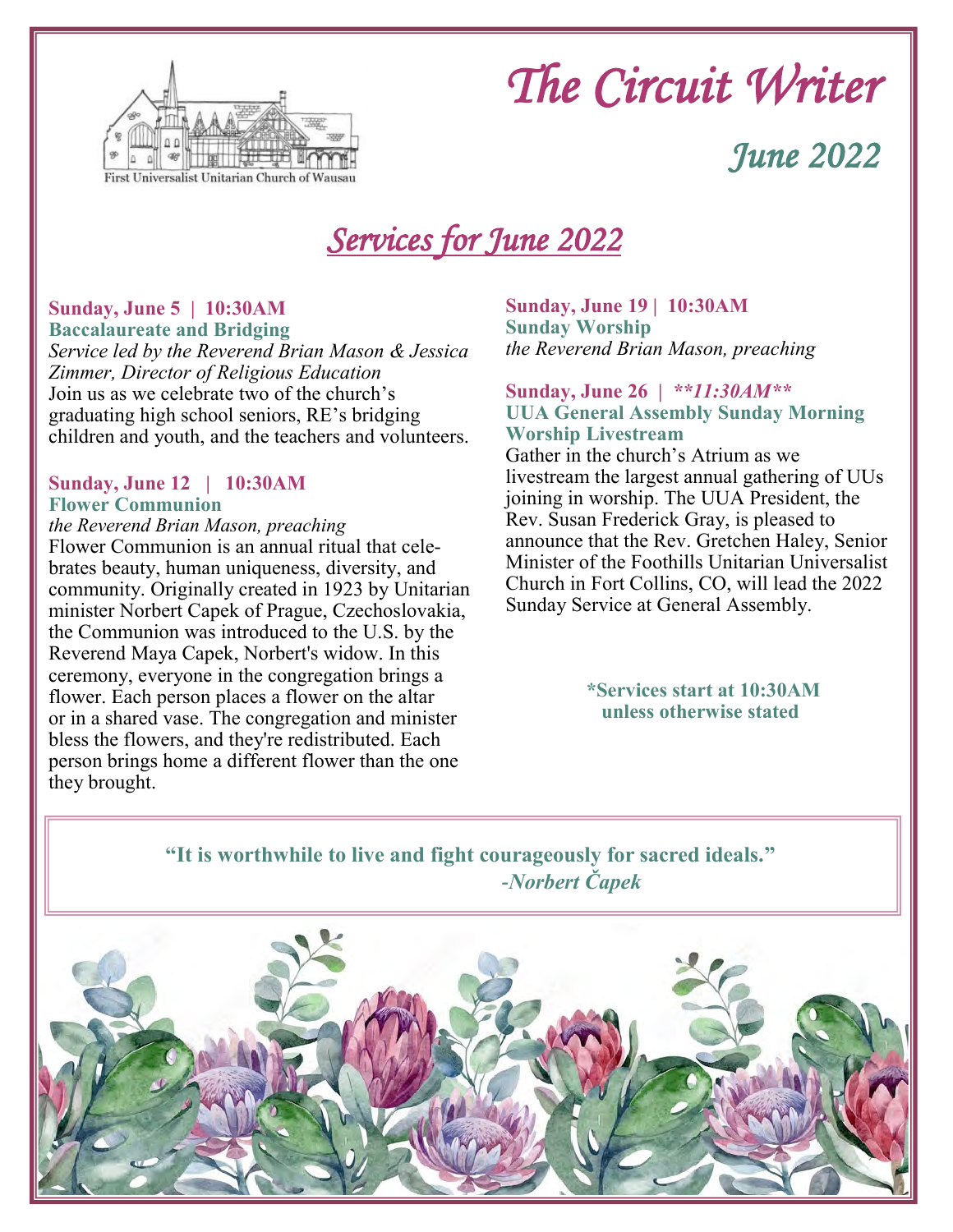First Universalist Unitarian Church of Wausau

# *The Circuit Writer*

## *June 2022*

## *Services for June 2022*

**Sunday, June 5 | 10:30AM**
**Baccalaureate and Bridging**
*Service led by the Reverend Brian Mason & Jessica Zimmer, Director of Religious Education*
Join us as we celebrate two of the church's graduating high school seniors, RE's bridging children and youth, and the teachers and volunteers.

**Sunday, June 12 | 10:30AM**
**Flower Communion**
*the Reverend Brian Mason, preaching*
Flower Communion is an annual ritual that celebrates beauty, human uniqueness, diversity, and community. Originally created in 1923 by Unitarian minister Norbert Capek of Prague, Czechoslovakia, the Communion was introduced to the U.S. by the Reverend Maya Capek, Norbert's widow. In this ceremony, everyone in the congregation brings a flower. Each person places a flower on the altar or in a shared vase. The congregation and minister bless the flowers, and they're redistributed. Each person brings home a different flower than the one they brought.

**Sunday, June 19 | 10:30AM**
**Sunday Worship**
*the Reverend Brian Mason, preaching*

**Sunday, June 26 | *\*\*11:30AM\*\****
**UUA General Assembly Sunday Morning Worship Livestream**
Gather in the church's Atrium as we livestream the largest annual gathering of UUs joining in worship. The UUA President, the Rev. Susan Frederick Gray, is pleased to announce that the Rev. Gretchen Haley, Senior Minister of the Foothills Unitarian Universalist Church in Fort Collins, CO, will lead the 2022 Sunday Service at General Assembly.

**\*Services start at 10:30AM unless otherwise stated**

**"It is worthwhile to live and fight courageously for sacred ideals."**
***-Norbert Čapek***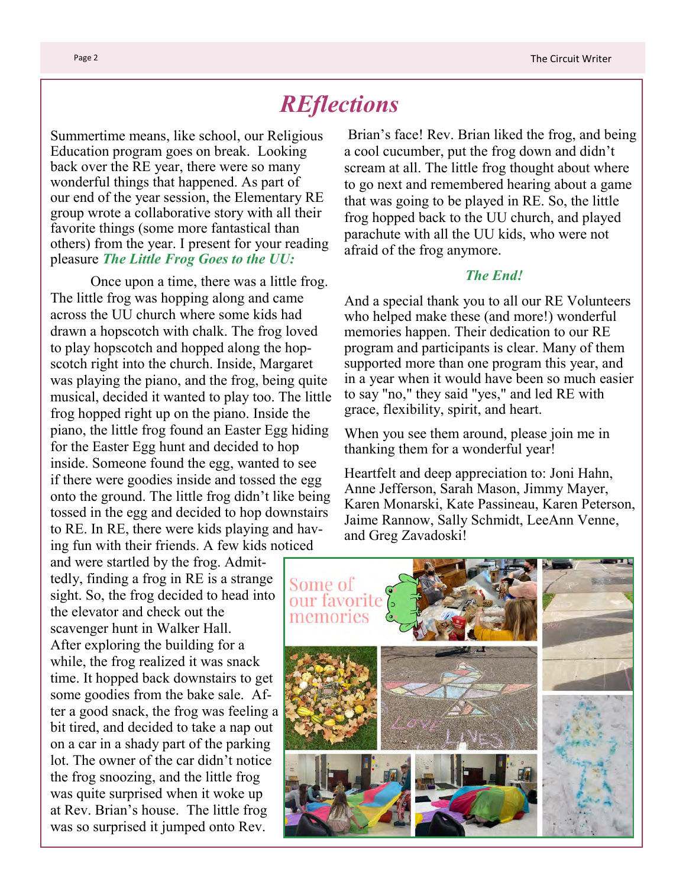# REflections

Summertime means, like school, our Religious Education program goes on break. Looking back over the RE year, there were so many wonderful things that happened. As part of our end of the year session, the Elementary RE group wrote a collaborative story with all their favorite things (some more fantastical than others) from the year. I present for your reading pleasure ***The Little Frog Goes to the UU:***

Once upon a time, there was a little frog. The little frog was hopping along and came across the UU church where some kids had drawn a hopscotch with chalk. The frog loved to play hopscotch and hopped along the hopscotch right into the church. Inside, Margaret was playing the piano, and the frog, being quite musical, decided it wanted to play too. The little frog hopped right up on the piano. Inside the piano, the little frog found an Easter Egg hiding for the Easter Egg hunt and decided to hop inside. Someone found the egg, wanted to see if there were goodies inside and tossed the egg onto the ground. The little frog didn't like being tossed in the egg and decided to hop downstairs to RE. In RE, there were kids playing and having fun with their friends. A few kids noticed and were startled by the frog. Admittedly, finding a frog in RE is a strange sight. So, the frog decided to head into the elevator and check out the scavenger hunt in Walker Hall. After exploring the building for a while, the frog realized it was snack time. It hopped back downstairs to get some goodies from the bake sale. After a good snack, the frog was feeling a bit tired, and decided to take a nap out on a car in a shady part of the parking lot. The owner of the car didn't notice the frog snoozing, and the little frog was quite surprised when it woke up at Rev. Brian's house. The little frog was so surprised it jumped onto Rev. Brian's face! Rev. Brian liked the frog, and being a cool cucumber, put the frog down and didn't scream at all. The little frog thought about where to go next and remembered hearing about a game that was going to be played in RE. So, the little frog hopped back to the UU church, and played parachute with all the UU kids, who were not afraid of the frog anymore.

***The End!***

And a special thank you to all our RE Volunteers who helped make these (and more!) wonderful memories happen. Their dedication to our RE program and participants is clear. Many of them supported more than one program this year, and in a year when it would have been so much easier to say "no," they said "yes," and led RE with grace, flexibility, spirit, and heart.

When you see them around, please join me in thanking them for a wonderful year!

Heartfelt and deep appreciation to: Joni Hahn, Anne Jefferson, Sarah Mason, Jimmy Mayer, Karen Monarski, Kate Passineau, Karen Peterson, Jaime Rannow, Sally Schmidt, LeeAnn Venne, and Greg Zavadoski!

Some of our favorite memories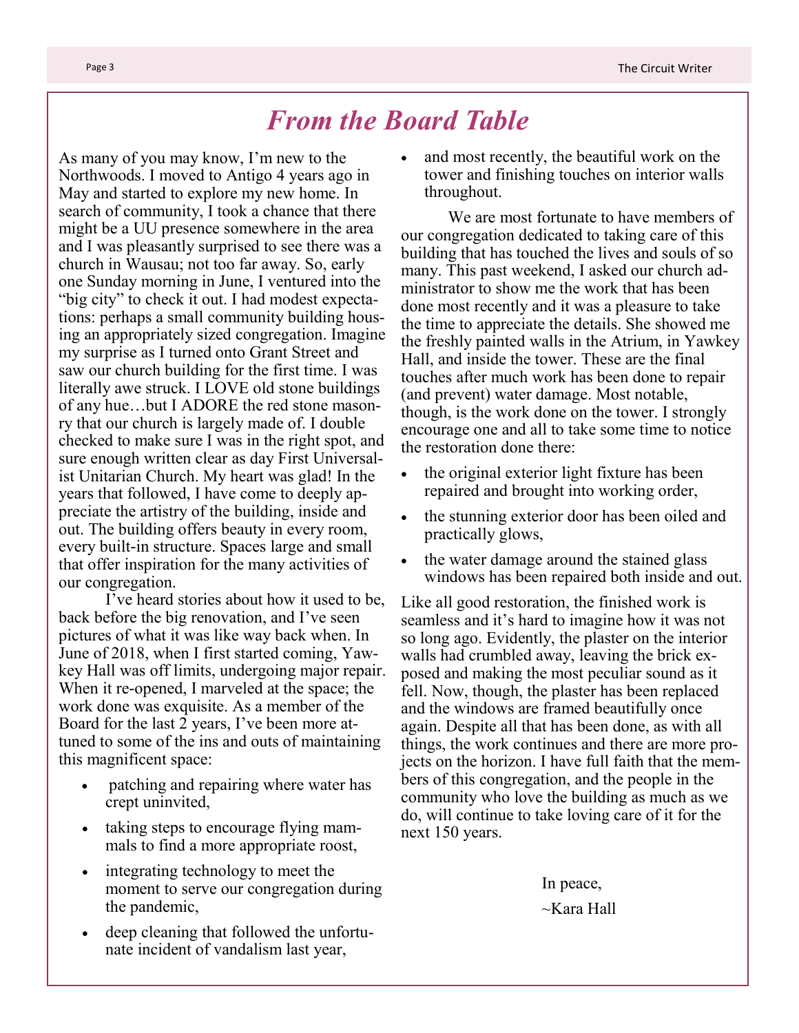# *From the Board Table*

As many of you may know, I'm new to the Northwoods. I moved to Antigo 4 years ago in May and started to explore my new home. In search of community, I took a chance that there might be a UU presence somewhere in the area and I was pleasantly surprised to see there was a church in Wausau; not too far away. So, early one Sunday morning in June, I ventured into the "big city" to check it out. I had modest expectations: perhaps a small community building housing an appropriately sized congregation. Imagine my surprise as I turned onto Grant Street and saw our church building for the first time. I was literally awe struck. I LOVE old stone buildings of any hue…but I ADORE the red stone masonry that our church is largely made of. I double checked to make sure I was in the right spot, and sure enough written clear as day First Universalist Unitarian Church. My heart was glad! In the years that followed, I have come to deeply appreciate the artistry of the building, inside and out. The building offers beauty in every room, every built-in structure. Spaces large and small that offer inspiration for the many activities of our congregation.

I've heard stories about how it used to be, back before the big renovation, and I've seen pictures of what it was like way back when. In June of 2018, when I first started coming, Yawkey Hall was off limits, undergoing major repair. When it re-opened, I marveled at the space; the work done was exquisite. As a member of the Board for the last 2 years, I've been more attuned to some of the ins and outs of maintaining this magnificent space:

- patching and repairing where water has crept uninvited,
- taking steps to encourage flying mammals to find a more appropriate roost,
- integrating technology to meet the moment to serve our congregation during the pandemic,
- deep cleaning that followed the unfortunate incident of vandalism last year,
- and most recently, the beautiful work on the tower and finishing touches on interior walls throughout.

We are most fortunate to have members of our congregation dedicated to taking care of this building that has touched the lives and souls of so many. This past weekend, I asked our church administrator to show me the work that has been done most recently and it was a pleasure to take the time to appreciate the details. She showed me the freshly painted walls in the Atrium, in Yawkey Hall, and inside the tower. These are the final touches after much work has been done to repair (and prevent) water damage. Most notable, though, is the work done on the tower. I strongly encourage one and all to take some time to notice the restoration done there:

- the original exterior light fixture has been repaired and brought into working order,
- the stunning exterior door has been oiled and practically glows,
- the water damage around the stained glass windows has been repaired both inside and out.

Like all good restoration, the finished work is seamless and it's hard to imagine how it was not so long ago. Evidently, the plaster on the interior walls had crumbled away, leaving the brick exposed and making the most peculiar sound as it fell. Now, though, the plaster has been replaced and the windows are framed beautifully once again. Despite all that has been done, as with all things, the work continues and there are more projects on the horizon. I have full faith that the members of this congregation, and the people in the community who love the building as much as we do, will continue to take loving care of it for the next 150 years.

In peace,

~Kara Hall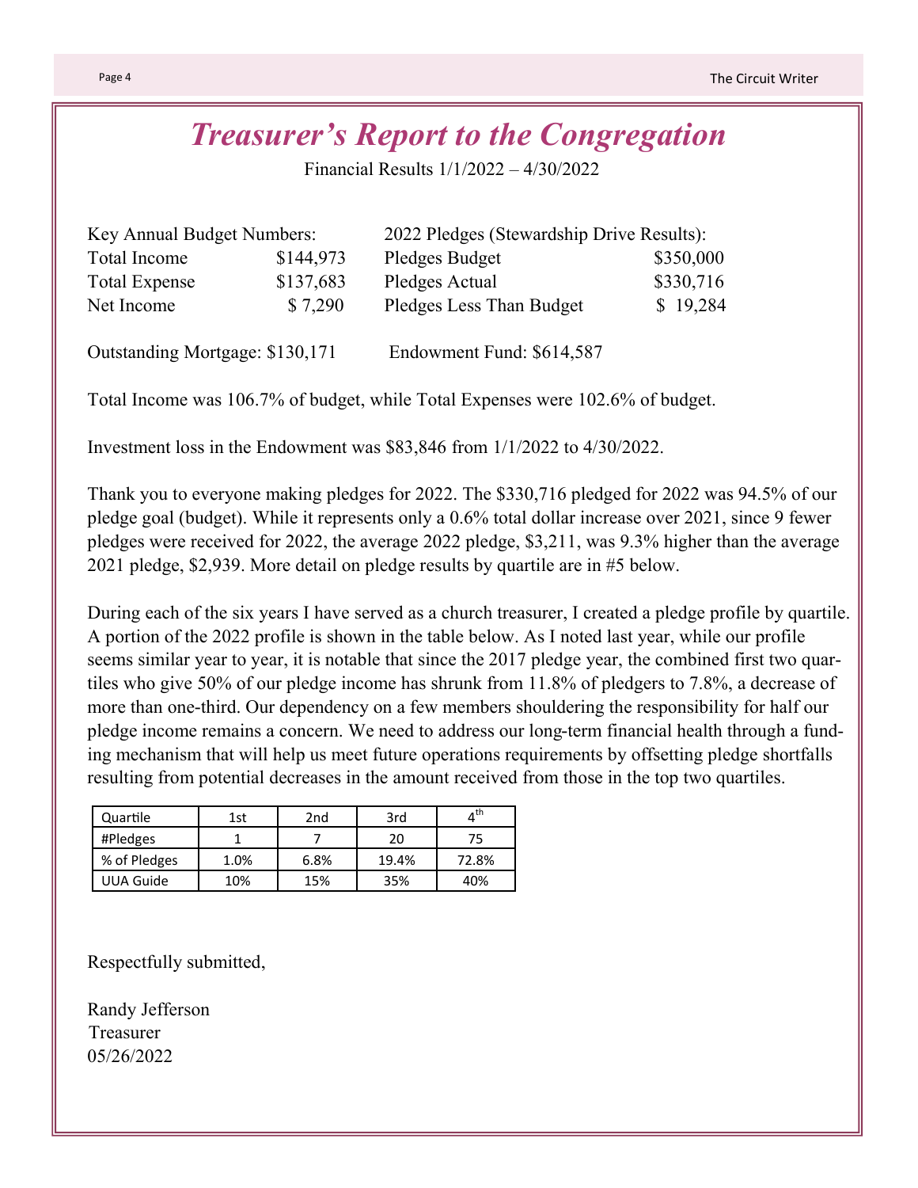# *Treasurer's Report to the Congregation*

Financial Results 1/1/2022 – 4/30/2022

| Key Annual Budget Numbers: | | 2022 Pledges (Stewardship Drive Results): | |
|---|---|---|---|
| Total Income | \$144,973 | Pledges Budget | \$350,000 |
| Total Expense | \$137,683 | Pledges Actual | \$330,716 |
| Net Income | \$ 7,290 | Pledges Less Than Budget | \$ 19,284 |

Outstanding Mortgage: \$130,171 Endowment Fund: \$614,587

Total Income was 106.7% of budget, while Total Expenses were 102.6% of budget.

Investment loss in the Endowment was \$83,846 from 1/1/2022 to 4/30/2022.

Thank you to everyone making pledges for 2022. The \$330,716 pledged for 2022 was 94.5% of our pledge goal (budget). While it represents only a 0.6% total dollar increase over 2021, since 9 fewer pledges were received for 2022, the average 2022 pledge, \$3,211, was 9.3% higher than the average 2021 pledge, \$2,939. More detail on pledge results by quartile are in #5 below.

During each of the six years I have served as a church treasurer, I created a pledge profile by quartile. A portion of the 2022 profile is shown in the table below. As I noted last year, while our profile seems similar year to year, it is notable that since the 2017 pledge year, the combined first two quartiles who give 50% of our pledge income has shrunk from 11.8% of pledgers to 7.8%, a decrease of more than one-third. Our dependency on a few members shouldering the responsibility for half our pledge income remains a concern. We need to address our long-term financial health through a funding mechanism that will help us meet future operations requirements by offsetting pledge shortfalls resulting from potential decreases in the amount received from those in the top two quartiles.

| Quartile | 1st | 2nd | 3rd | 4th |
|---|---|---|---|---|
| #Pledges | 1 | 7 | 20 | 75 |
| % of Pledges | 1.0% | 6.8% | 19.4% | 72.8% |
| UUA Guide | 10% | 15% | 35% | 40% |

Respectfully submitted,

Randy Jefferson
Treasurer
05/26/2022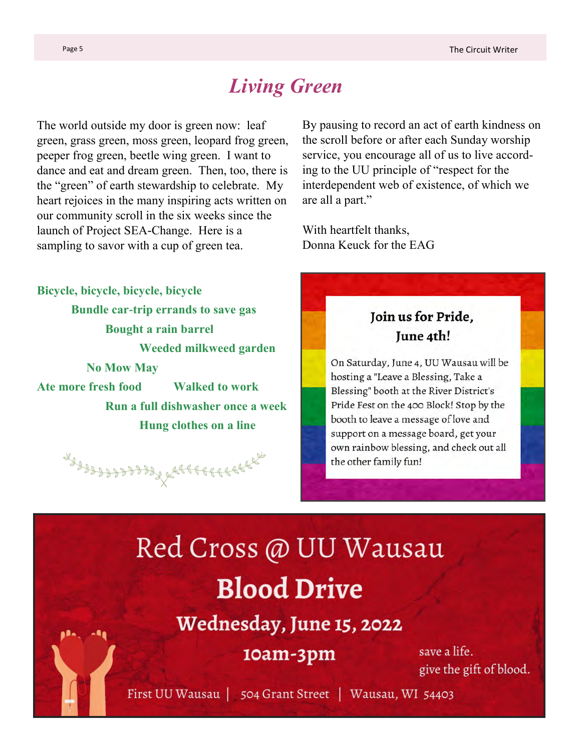# *Living Green*

The world outside my door is green now: leaf green, grass green, moss green, leopard frog green, peeper frog green, beetle wing green. I want to dance and eat and dream green. Then, too, there is the "green" of earth stewardship to celebrate. My heart rejoices in the many inspiring acts written on our community scroll in the six weeks since the launch of Project SEA-Change. Here is a sampling to savor with a cup of green tea.

**Bicycle, bicycle, bicycle, bicycle**

**Bundle car-trip errands to save gas**

**Bought a rain barrel**

**Weeded milkweed garden**

**No Mow May**

**Ate more fresh food**

**Walked to work**

**Run a full dishwasher once a week**

**Hung clothes on a line**

By pausing to record an act of earth kindness on the scroll before or after each Sunday worship service, you encourage all of us to live according to the UU principle of "respect for the interdependent web of existence, of which we are all a part."

With heartfelt thanks,
Donna Keuck for the EAG

## Join us for Pride, June 4th!

On Saturday, June 4, UU Wausau will be hosting a "Leave a Blessing, Take a Blessing" booth at the River District's Pride Fest on the 400 Block! Stop by the booth to leave a message of love and support on a message board, get your own rainbow blessing, and check out all the other family fun!

## Red Cross @ UU Wausau

## Blood Drive

### Wednesday, June 15, 2022

### 10am-3pm

save a life.
give the gift of blood.

First UU Wausau | 504 Grant Street | Wausau, WI 54403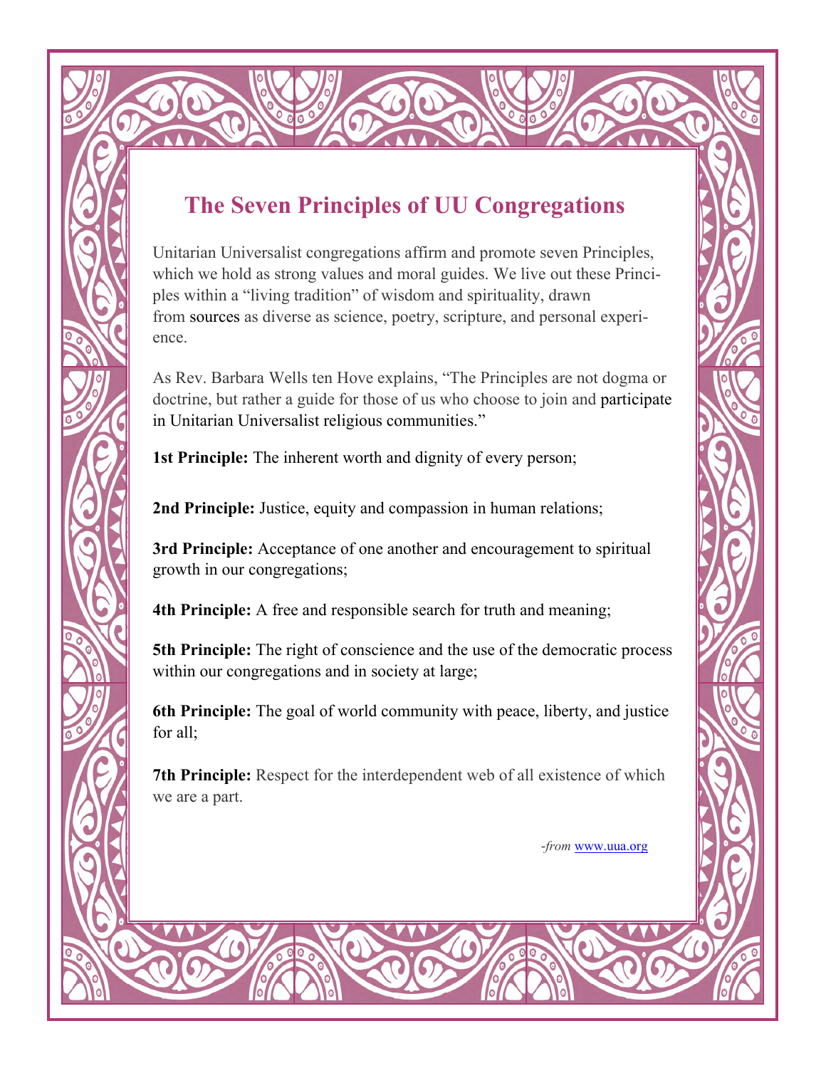# The Seven Principles of UU Congregations

Unitarian Universalist congregations affirm and promote seven Principles, which we hold as strong values and moral guides. We live out these Principles within a "living tradition" of wisdom and spirituality, drawn from sources as diverse as science, poetry, scripture, and personal experience.

As Rev. Barbara Wells ten Hove explains, "The Principles are not dogma or doctrine, but rather a guide for those of us who choose to join and participate in Unitarian Universalist religious communities."

**1st Principle:** The inherent worth and dignity of every person;

**2nd Principle:** Justice, equity and compassion in human relations;

**3rd Principle:** Acceptance of one another and encouragement to spiritual growth in our congregations;

**4th Principle:** A free and responsible search for truth and meaning;

**5th Principle:** The right of conscience and the use of the democratic process within our congregations and in society at large;

**6th Principle:** The goal of world community with peace, liberty, and justice for all;

**7th Principle:** Respect for the interdependent web of all existence of which we are a part.

*-from* www.uua.org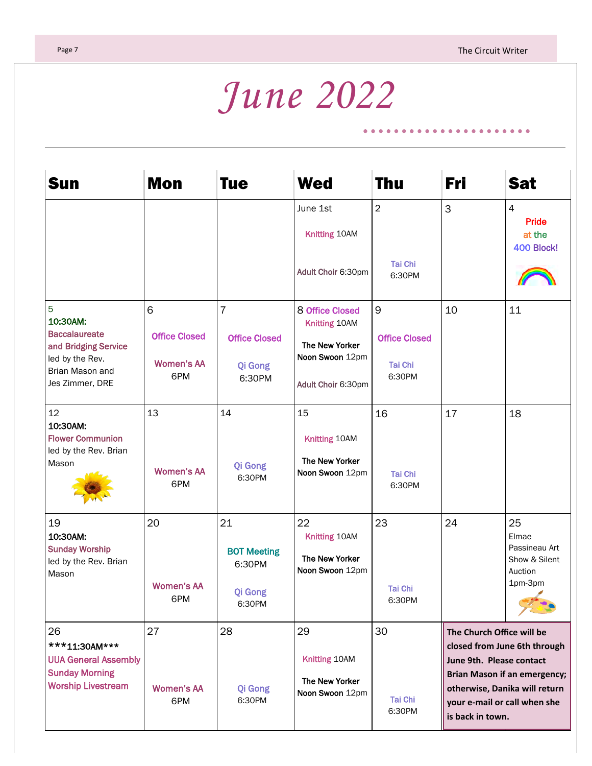# June 2022

| Sun | Mon | Tue | Wed | Thu | Fri | Sat |
|---|---|---|---|---|---|---|
| | | | June 1st<br>Knitting 10AM<br>Adult Choir 6:30pm | 2<br>Tai Chi 6:30PM | 3 | 4<br>Pride at the 400 Block! |
| 5<br>**10:30AM:**<br>Baccalaureate and Bridging Service led by the Rev. Brian Mason and Jes Zimmer, DRE | 6<br>Office Closed<br>Women's AA 6PM | 7<br>Office Closed<br>Qi Gong 6:30PM | 8 Office Closed<br>Knitting 10AM<br>The New Yorker Noon Swoon 12pm<br>Adult Choir 6:30pm | 9<br>Office Closed<br>Tai Chi 6:30PM | 10 | 11 |
| 12<br>**10:30AM:**<br>Flower Communion led by the Rev. Brian Mason | 13<br>Women's AA 6PM | 14<br>Qi Gong 6:30PM | 15<br>Knitting 10AM<br>The New Yorker Noon Swoon 12pm | 16<br>Tai Chi 6:30PM | 17 | 18 |
| 19<br>**10:30AM:**<br>Sunday Worship led by the Rev. Brian Mason | 20<br>Women's AA 6PM | 21<br>BOT Meeting 6:30PM<br>Qi Gong 6:30PM | 22<br>Knitting 10AM<br>The New Yorker Noon Swoon 12pm | 23<br>Tai Chi 6:30PM | 24 | 25<br>Elmae Passineau Art Show & Silent Auction 1pm-3pm |
| 26<br>*****11:30AM*****<br>UUA General Assembly Sunday Morning Worship Livestream | 27<br>Women's AA 6PM | 28<br>Qi Gong 6:30PM | 29<br>Knitting 10AM<br>The New Yorker Noon Swoon 12pm | 30<br>Tai Chi 6:30PM | **The Church Office will be closed from June 6th through June 9th. Please contact Brian Mason if an emergency; otherwise, Danika will return your e-mail or call when she is back in town.** | |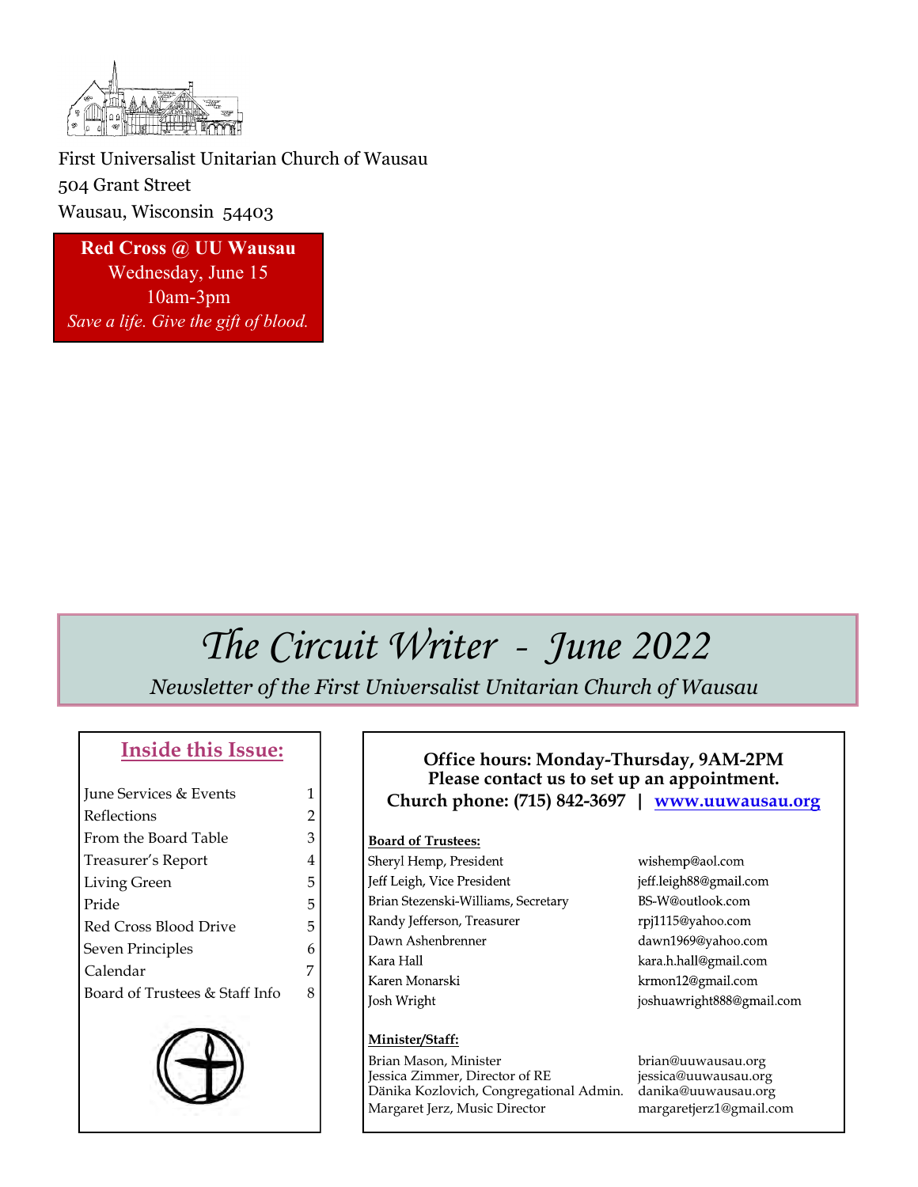First Universalist Unitarian Church of Wausau
504 Grant Street
Wausau, Wisconsin 54403

**Red Cross @ UU Wausau**
Wednesday, June 15
10am-3pm
*Save a life. Give the gift of blood.*

# *The Circuit Writer - June 2022*

*Newsletter of the First Universalist Unitarian Church of Wausau*

## Inside this Issue:

| | |
|---|---|
| June Services & Events | 1 |
| Reflections | 2 |
| From the Board Table | 3 |
| Treasurer's Report | 4 |
| Living Green | 5 |
| Pride | 5 |
| Red Cross Blood Drive | 5 |
| Seven Principles | 6 |
| Calendar | 7 |
| Board of Trustees & Staff Info | 8 |

**Office hours: Monday-Thursday, 9AM-2PM**
**Please contact us to set up an appointment.**
**Church phone: (715) 842-3697 | [www.uuwausau.org](http://www.uuwausau.org)**

**Board of Trustees:**

| | |
|---|---|
| Sheryl Hemp, President | wishemp@aol.com |
| Jeff Leigh, Vice President | jeff.leigh88@gmail.com |
| Brian Stezenski-Williams, Secretary | BS-W@outlook.com |
| Randy Jefferson, Treasurer | rpj1115@yahoo.com |
| Dawn Ashenbrenner | dawn1969@yahoo.com |
| Kara Hall | kara.h.hall@gmail.com |
| Karen Monarski | krmon12@gmail.com |
| Josh Wright | joshuawright888@gmail.com |

**Minister/Staff:**

| | |
|---|---|
| Brian Mason, Minister | brian@uuwausau.org |
| Jessica Zimmer, Director of RE | jessica@uuwausau.org |
| Dänika Kozlovich, Congregational Admin. | danika@uuwausau.org |
| Margaret Jerz, Music Director | margaretjerz1@gmail.com |